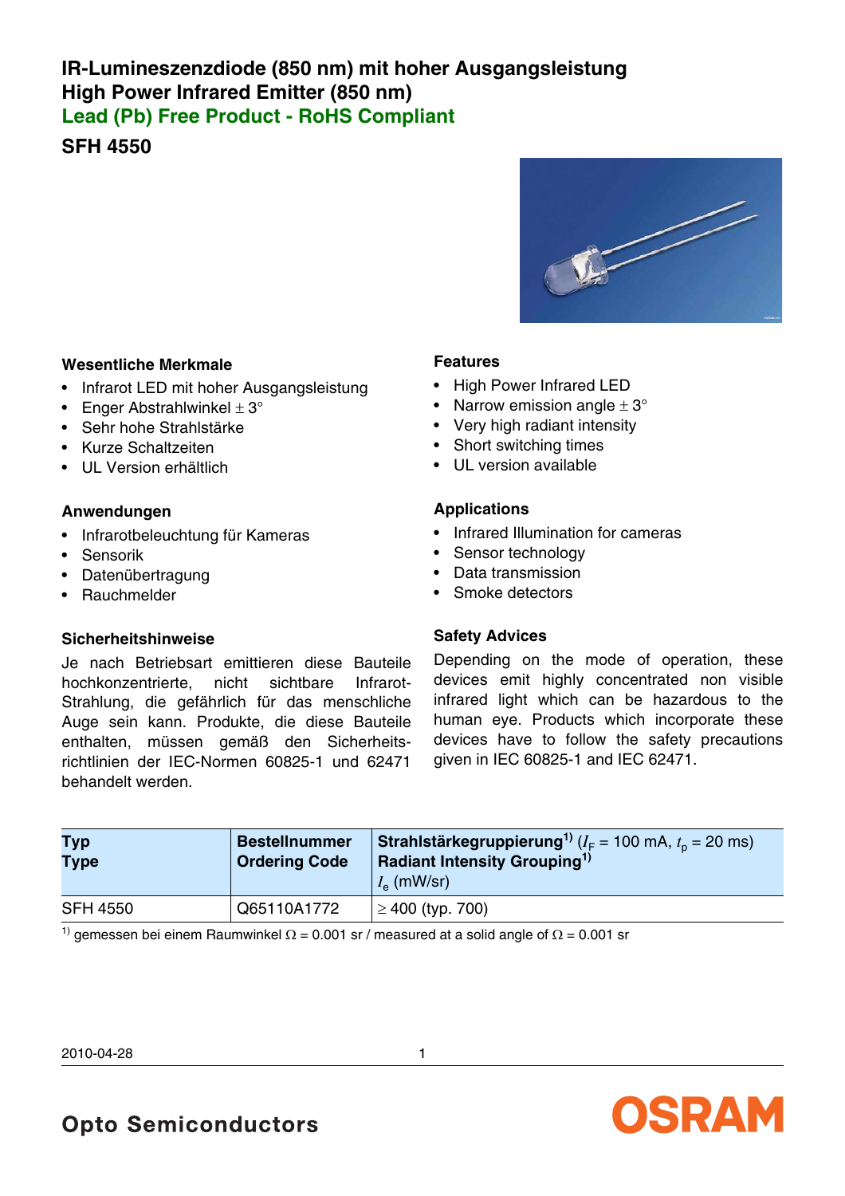# IR-Lumineszenzdiode (850 nm) mit hoher Ausgangsleistung
# High Power Infrared Emitter (850 nm)
## Lead (Pb) Free Product - RoHS Compliant

## SFH 4550

### Wesentliche Merkmale

- Infrarot LED mit hoher Ausgangsleistung
- Enger Abstrahlwinkel ± 3°
- Sehr hohe Strahlstärke
- Kurze Schaltzeiten
- UL Version erhältlich

### Anwendungen

- Infrarotbeleuchtung für Kameras
- Sensorik
- Datenübertragung
- Rauchmelder

### Sicherheitshinweise

Je nach Betriebsart emittieren diese Bauteile hochkonzentrierte, nicht sichtbare Infrarot-Strahlung, die gefährlich für das menschliche Auge sein kann. Produkte, die diese Bauteile enthalten, müssen gemäß den Sicherheitsrichtlinien der IEC-Normen 60825-1 und 62471 behandelt werden.

### Features

- High Power Infrared LED
- Narrow emission angle ± 3°
- Very high radiant intensity
- Short switching times
- UL version available

### Applications

- Infrared Illumination for cameras
- Sensor technology
- Data transmission
- Smoke detectors

### Safety Advices

Depending on the mode of operation, these devices emit highly concentrated non visible infrared light which can be hazardous to the human eye. Products which incorporate these devices have to follow the safety precautions given in IEC 60825-1 and IEC 62471.

| **Typ** **Type** | **Bestellnummer** **Ordering Code** | **Strahlstärkegruppierung**[1] ($I_F$ = 100 mA, $t_p$ = 20 ms) **Radiant Intensity Grouping**[1] $I_e$ (mW/sr) |
|---|---|---|
| SFH 4550 | Q65110A1772 | ≥ 400 (typ. 700) |

[1] gemessen bei einem Raumwinkel Ω = 0.001 sr / measured at a solid angle of Ω = 0.001 sr

2010-04-28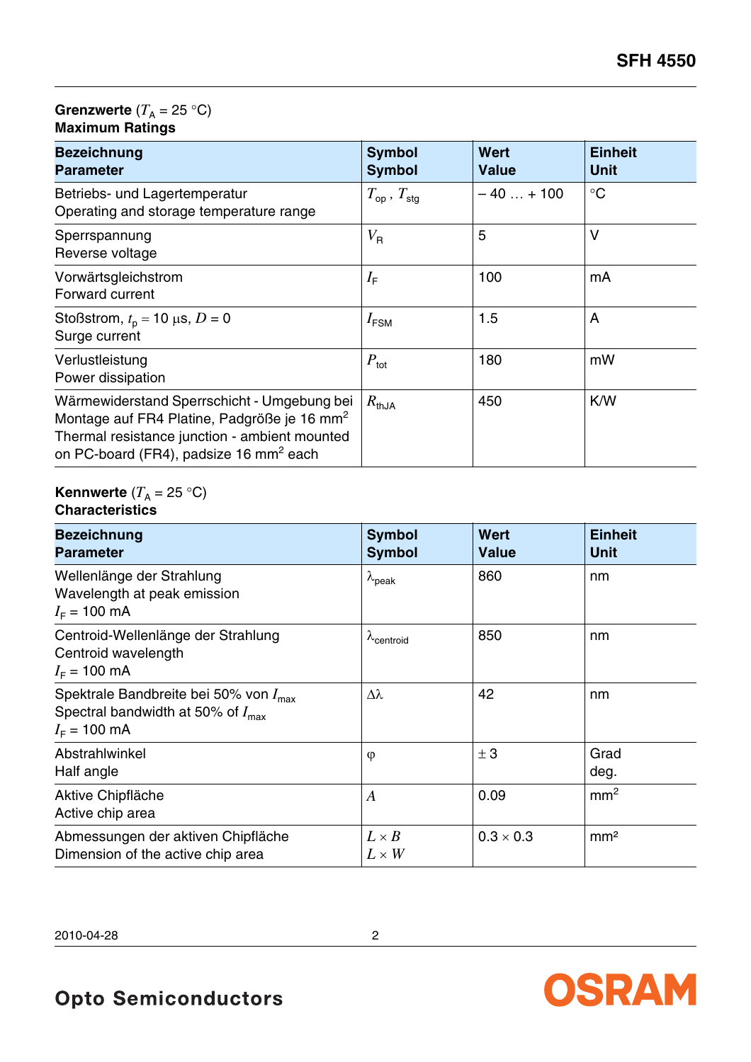**Grenzwerte** ($T_A$ = 25 °C)
**Maximum Ratings**

| **Bezeichnung**<br>**Parameter** | **Symbol**<br>**Symbol** | **Wert**<br>**Value** | **Einheit**<br>**Unit** |
|---|---|---|---|
| Betriebs- und Lagertemperatur<br>Operating and storage temperature range | $T_{op}$ , $T_{stg}$ | – 40 … + 100 | °C |
| Sperrspannung<br>Reverse voltage | $V_R$ | 5 | V |
| Vorwärtsgleichstrom<br>Forward current | $I_F$ | 100 | mA |
| Stoßstrom, $t_p$ = 10 µs, $D$ = 0<br>Surge current | $I_{FSM}$ | 1.5 | A |
| Verlustleistung<br>Power dissipation | $P_{tot}$ | 180 | mW |
| Wärmewiderstand Sperrschicht - Umgebung bei Montage auf FR4 Platine, Padgröße je 16 mm²<br>Thermal resistance junction - ambient mounted on PC-board (FR4), padsize 16 mm² each | $R_{thJA}$ | 450 | K/W |

**Kennwerte** ($T_A$ = 25 °C)
**Characteristics**

| **Bezeichnung**<br>**Parameter** | **Symbol**<br>**Symbol** | **Wert**<br>**Value** | **Einheit**<br>**Unit** |
|---|---|---|---|
| Wellenlänge der Strahlung<br>Wavelength at peak emission<br>$I_F$ = 100 mA | $\lambda_{peak}$ | 860 | nm |
| Centroid-Wellenlänge der Strahlung<br>Centroid wavelength<br>$I_F$ = 100 mA | $\lambda_{centroid}$ | 850 | nm |
| Spektrale Bandbreite bei 50% von $I_{max}$<br>Spectral bandwidth at 50% of $I_{max}$<br>$I_F$ = 100 mA | $\Delta\lambda$ | 42 | nm |
| Abstrahlwinkel<br>Half angle | $\varphi$ | ± 3 | Grad<br>deg. |
| Aktive Chipfläche<br>Active chip area | $A$ | 0.09 | mm² |
| Abmessungen der aktiven Chipfläche<br>Dimension of the active chip area | $L \times B$<br>$L \times W$ | 0.3 × 0.3 | mm² |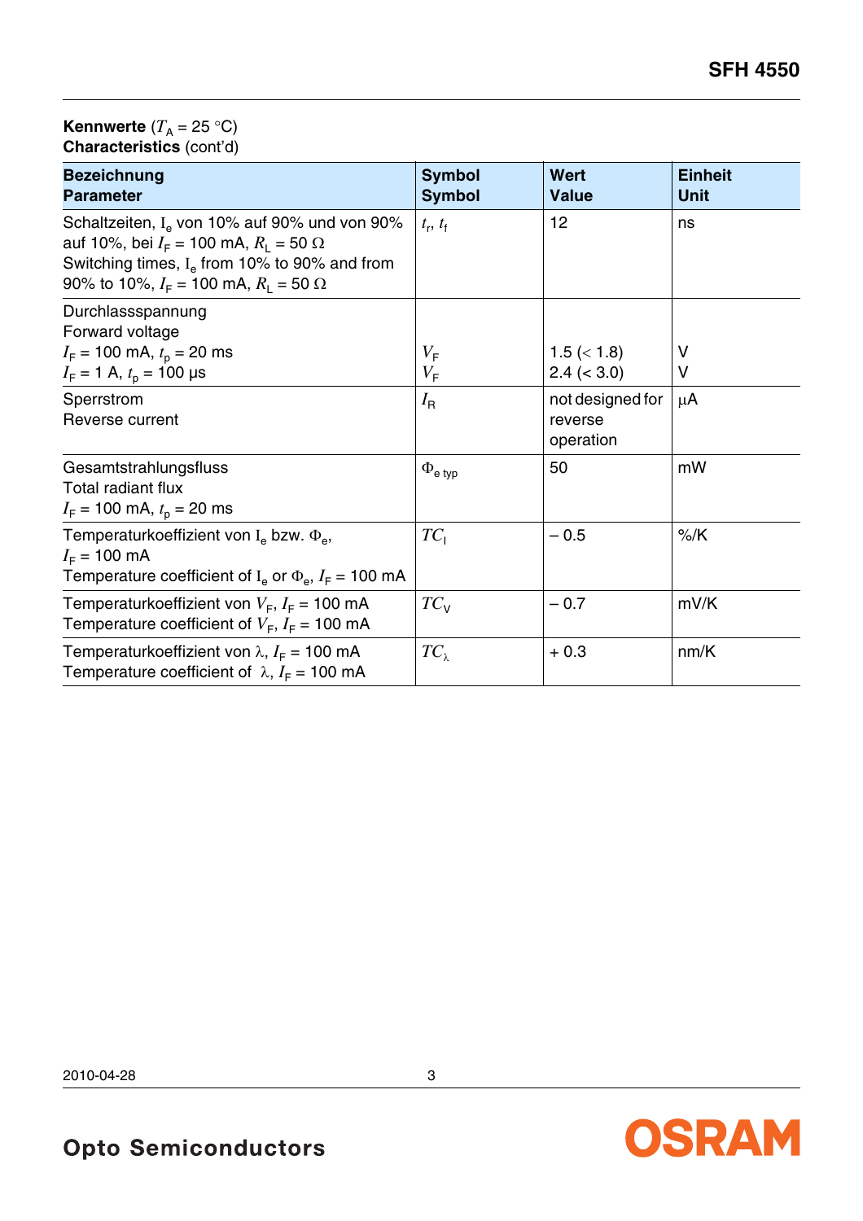**Kennwerte** ($T_A$ = 25 °C)
**Characteristics** (cont'd)

| **Bezeichnung**<br>**Parameter** | **Symbol**<br>**Symbol** | **Wert**<br>**Value** | **Einheit**<br>**Unit** |
|---|---|---|---|
| Schaltzeiten, $I_e$ von 10% auf 90% und von 90% auf 10%, bei $I_F$ = 100 mA, $R_L$ = 50 Ω<br>Switching times, $I_e$ from 10% to 90% and from 90% to 10%, $I_F$ = 100 mA, $R_L$ = 50 Ω | $t_r$, $t_f$ | 12 | ns |
| Durchlassspannung<br>Forward voltage<br>$I_F$ = 100 mA, $t_p$ = 20 ms<br>$I_F$ = 1 A, $t_p$ = 100 µs | <br><br>$V_F$<br>$V_F$ | <br><br>1.5 (< 1.8)<br>2.4 (< 3.0) | <br><br>V<br>V |
| Sperrstrom<br>Reverse current | $I_R$ | not designed for reverse operation | µA |
| Gesamtstrahlungsfluss<br>Total radiant flux<br>$I_F$ = 100 mA, $t_p$ = 20 ms | $\Phi_{e\ typ}$ | 50 | mW |
| Temperaturkoeffizient von $I_e$ bzw. $\Phi_e$, $I_F$ = 100 mA<br>Temperature coefficient of $I_e$ or $\Phi_e$, $I_F$ = 100 mA | $TC_I$ | – 0.5 | %/K |
| Temperaturkoeffizient von $V_F$, $I_F$ = 100 mA<br>Temperature coefficient of $V_F$, $I_F$ = 100 mA | $TC_V$ | – 0.7 | mV/K |
| Temperaturkoeffizient von λ, $I_F$ = 100 mA<br>Temperature coefficient of λ, $I_F$ = 100 mA | $TC_\lambda$ | + 0.3 | nm/K |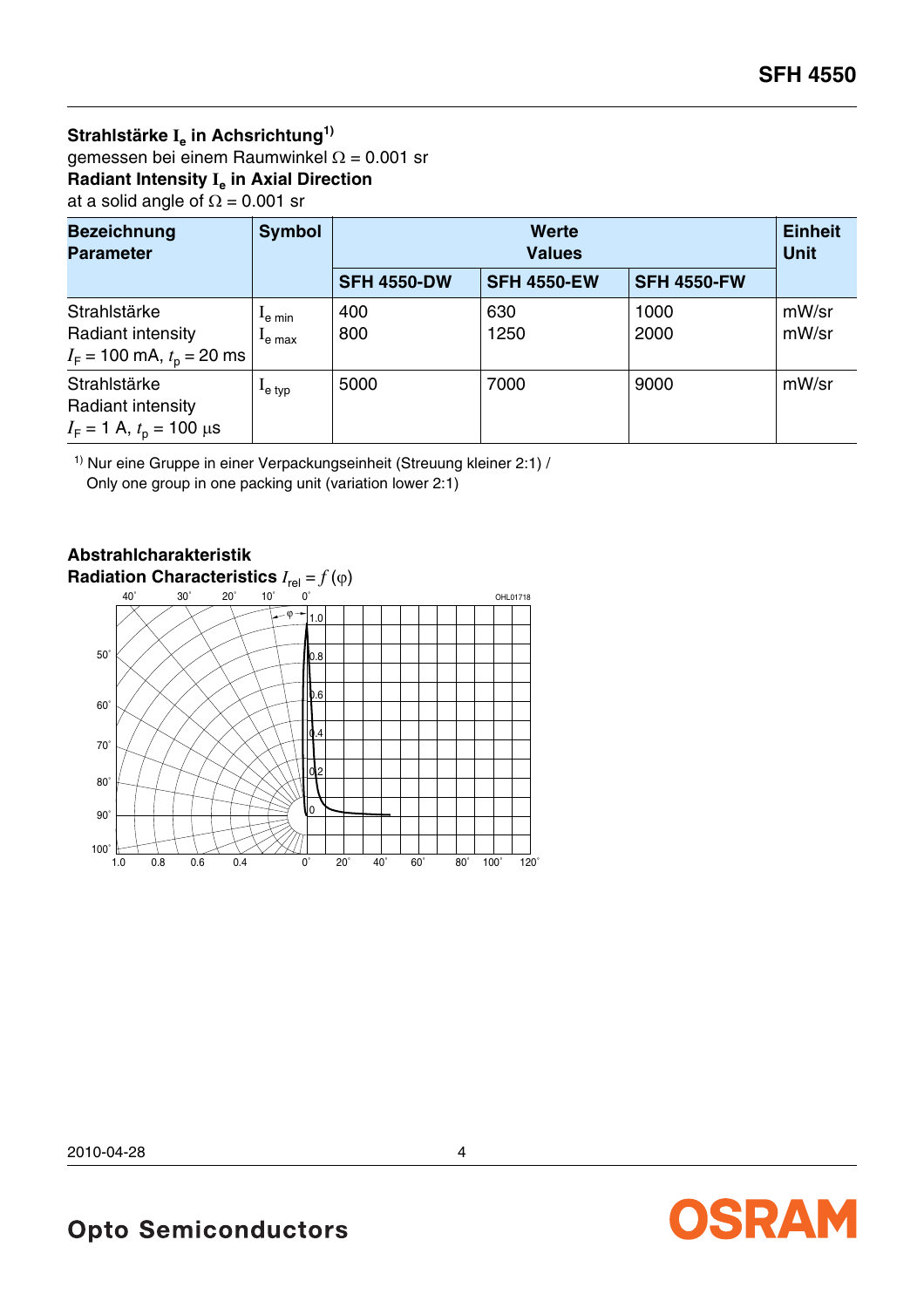### Strahlstärke $I_e$ in Achsrichtung[1)]

gemessen bei einem Raumwinkel $\Omega$ = 0.001 sr

### Radiant Intensity $I_e$ in Axial Direction

at a solid angle of $\Omega$ = 0.001 sr

| Bezeichnung<br>Parameter | Symbol | Werte<br>Values | | | Einheit<br>Unit |
|---|---|---|---|---|---|
| | | SFH 4550-DW | SFH 4550-EW | SFH 4550-FW | |
| Strahlstärke<br>Radiant intensity<br>$I_F$ = 100 mA, $t_p$ = 20 ms | $I_{e\ min}$<br>$I_{e\ max}$ | 400<br>800 | 630<br>1250 | 1000<br>2000 | mW/sr<br>mW/sr |
| Strahlstärke<br>Radiant intensity<br>$I_F$ = 1 A, $t_p$ = 100 µs | $I_{e\ typ}$ | 5000 | 7000 | 9000 | mW/sr |

[1)] Nur eine Gruppe in einer Verpackungseinheit (Streuung kleiner 2:1) /
Only one group in one packing unit (variation lower 2:1)

### Abstrahlcharakteristik
### Radiation Characteristics $I_{rel} = f(\varphi)$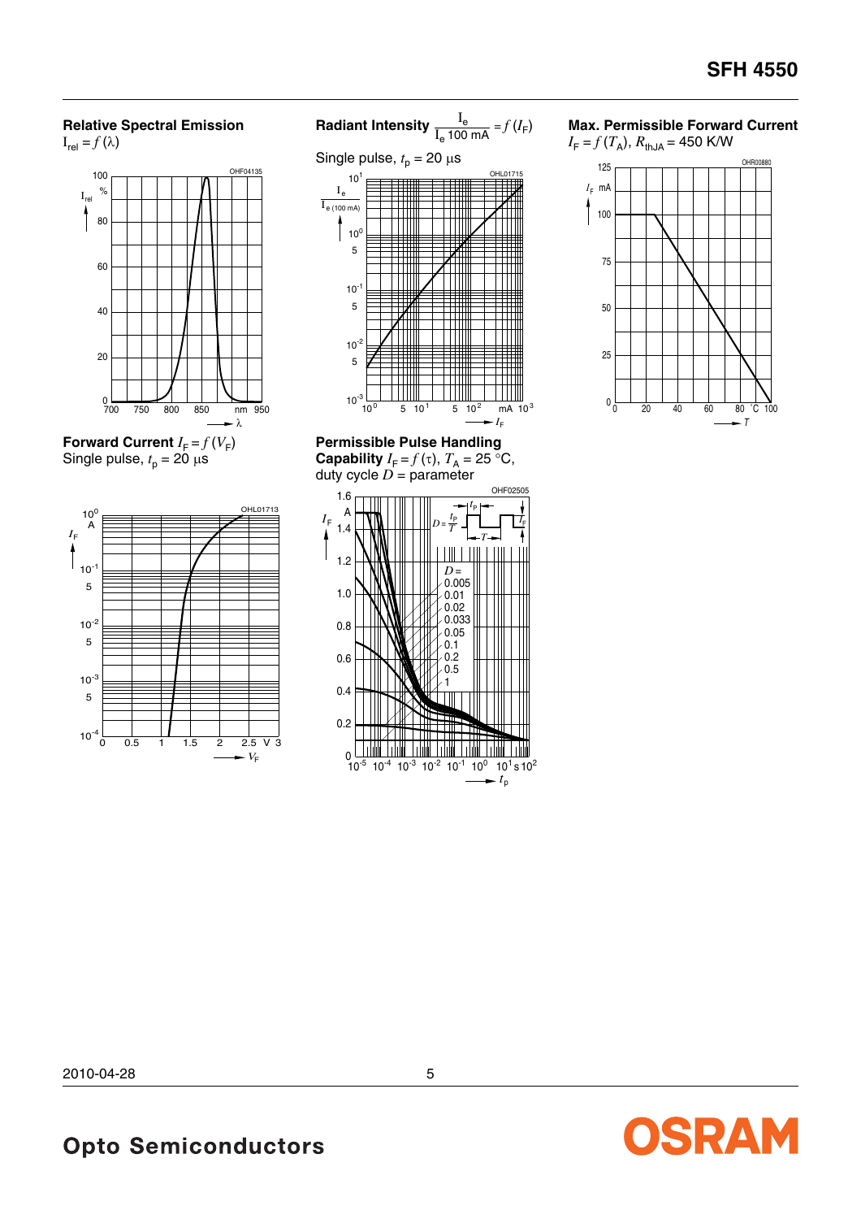**Relative Spectral Emission**
$I_{rel} = f(\lambda)$

**Radiant Intensity** $\frac{I_e}{I_{e\,100\,mA}} = f(I_F)$

Single pulse, $t_p$ = 20 µs

**Max. Permissible Forward Current**
$I_F = f(T_A)$, $R_{thJA}$ = 450 K/W

**Forward Current** $I_F = f(V_F)$
Single pulse, $t_p$ = 20 µs

**Permissible Pulse Handling Capability** $I_F = f(\tau)$, $T_A$ = 25 °C, duty cycle $D$ = parameter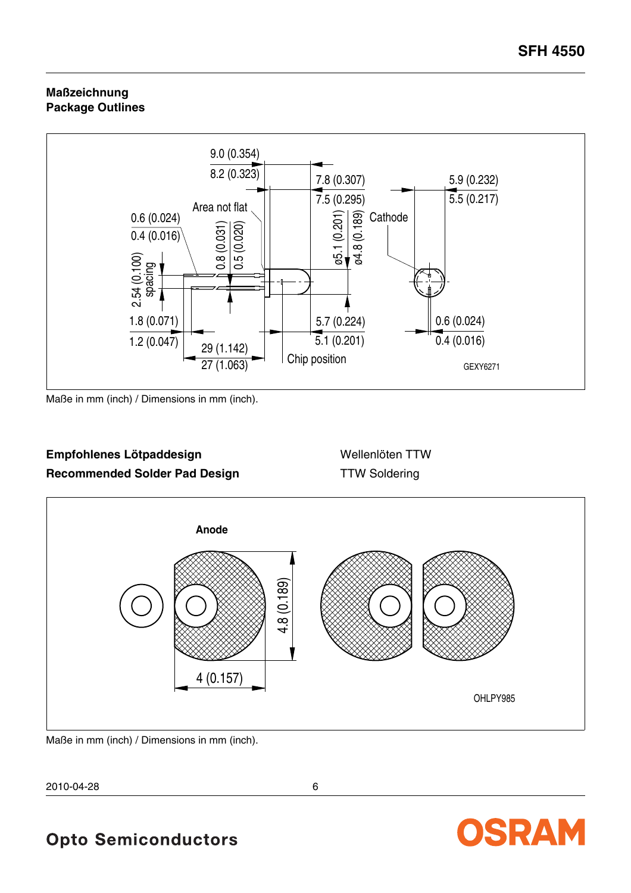## Maßzeichnung
## Package Outlines

Maße in mm (inch) / Dimensions in mm (inch).

## Empfohlenes Lötpaddesign
## Recommended Solder Pad Design

Wellenlöten TTW
TTW Soldering

Maße in mm (inch) / Dimensions in mm (inch).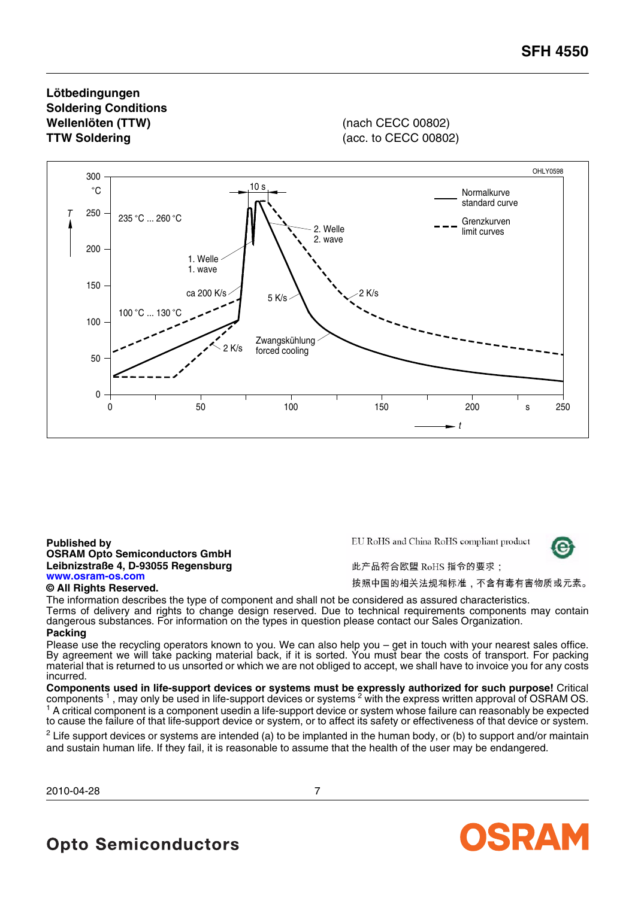## Lötbedingungen
## Soldering Conditions
## Wellenlöten (TTW)
## TTW Soldering

(nach CECC 00802)
(acc. to CECC 00802)

OHLY0598

T
°C
300
250
200
150
100
50
0

0
50
100
150
200
s
250
t

10 s
235 °C ... 260 °C
1. Welle
1. wave
2. Welle
2. wave
ca 200 K/s
5 K/s
2 K/s
100 °C ... 130 °C
2 K/s
Zwangskühlung
forced cooling
Normalkurve
standard curve
Grenzkurven
limit curves

**Published by**
**OSRAM Opto Semiconductors GmbH**
**Leibnizstraße 4, D-93055 Regensburg**
**www.osram-os.com**
**© All Rights Reserved.**

EU RoHS and China RoHS compliant product

此产品符合欧盟 RoHS 指令的要求；

按照中国的相关法规和标准，不含有毒有害物质或元素。

The information describes the type of component and shall not be considered as assured characteristics.
Terms of delivery and rights to change design reserved. Due to technical requirements components may contain dangerous substances. For information on the types in question please contact our Sales Organization.

**Packing**

Please use the recycling operators known to you. We can also help you – get in touch with your nearest sales office. By agreement we will take packing material back, if it is sorted. You must bear the costs of transport. For packing material that is returned to us unsorted or which we are not obliged to accept, we shall have to invoice you for any costs incurred.

**Components used in life-support devices or systems must be expressly authorized for such purpose!** Critical components [1], may only be used in life-support devices or systems [2] with the express written approval of OSRAM OS.

[1] A critical component is a component usedin a life-support device or system whose failure can reasonably be expected to cause the failure of that life-support device or system, or to affect its safety or effectiveness of that device or system.

[2] Life support devices or systems are intended (a) to be implanted in the human body, or (b) to support and/or maintain and sustain human life. If they fail, it is reasonable to assume that the health of the user may be endangered.

2010-04-28